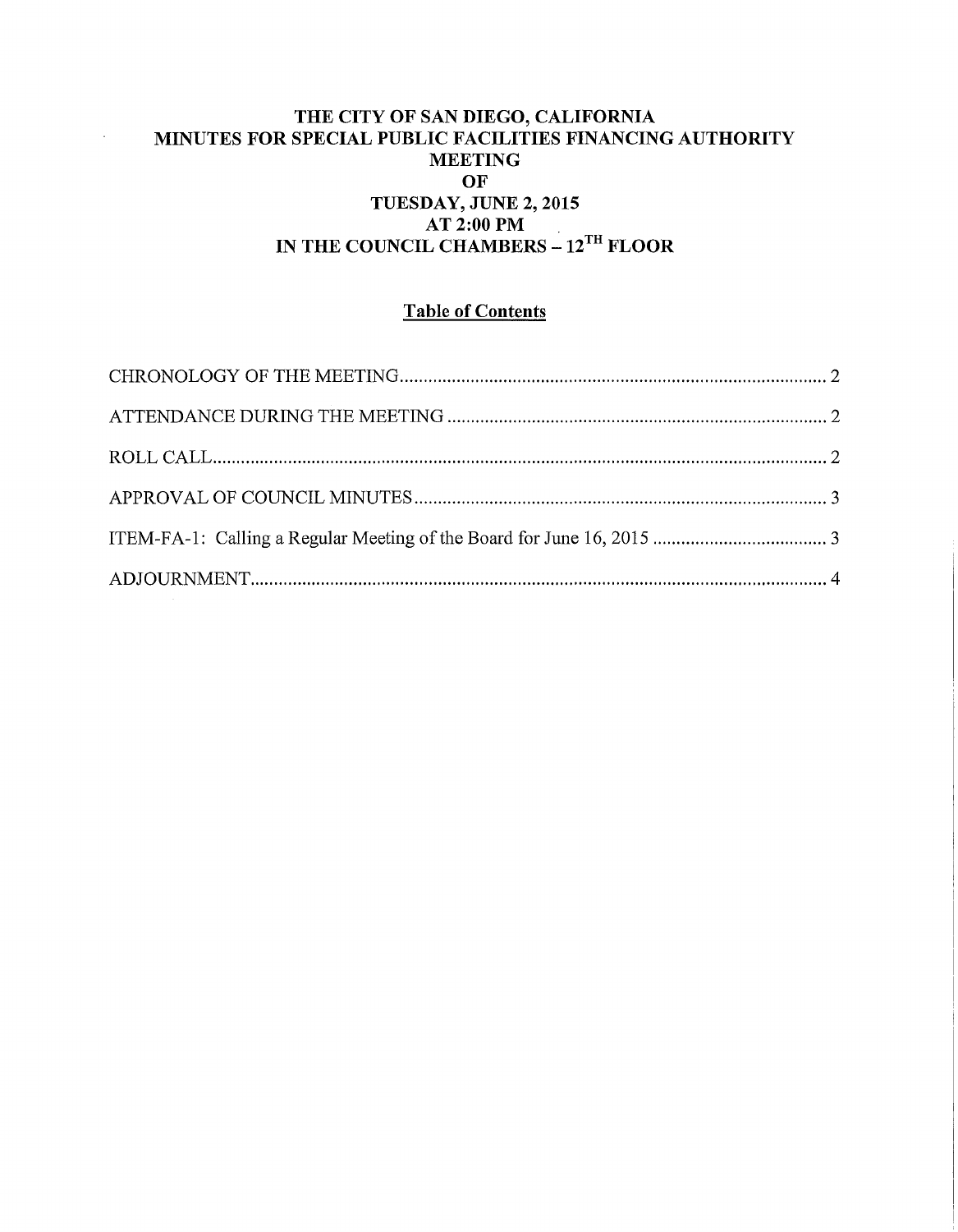# THE CITY OF SAN DIEGO, CALIFORNIA
# MINUTES FOR SPECIAL PUBLIC FACILITIES FINANCING AUTHORITY MEETING
# OF
# TUESDAY, JUNE 2, 2015
# AT 2:00 PM
# IN THE COUNCIL CHAMBERS – 12TH FLOOR

## Table of Contents

CHRONOLOGY OF THE MEETING .......... 2

ATTENDANCE DURING THE MEETING .......... 2

ROLL CALL .......... 2

APPROVAL OF COUNCIL MINUTES .......... 3

ITEM-FA-1: Calling a Regular Meeting of the Board for June 16, 2015 .......... 3

ADJOURNMENT .......... 4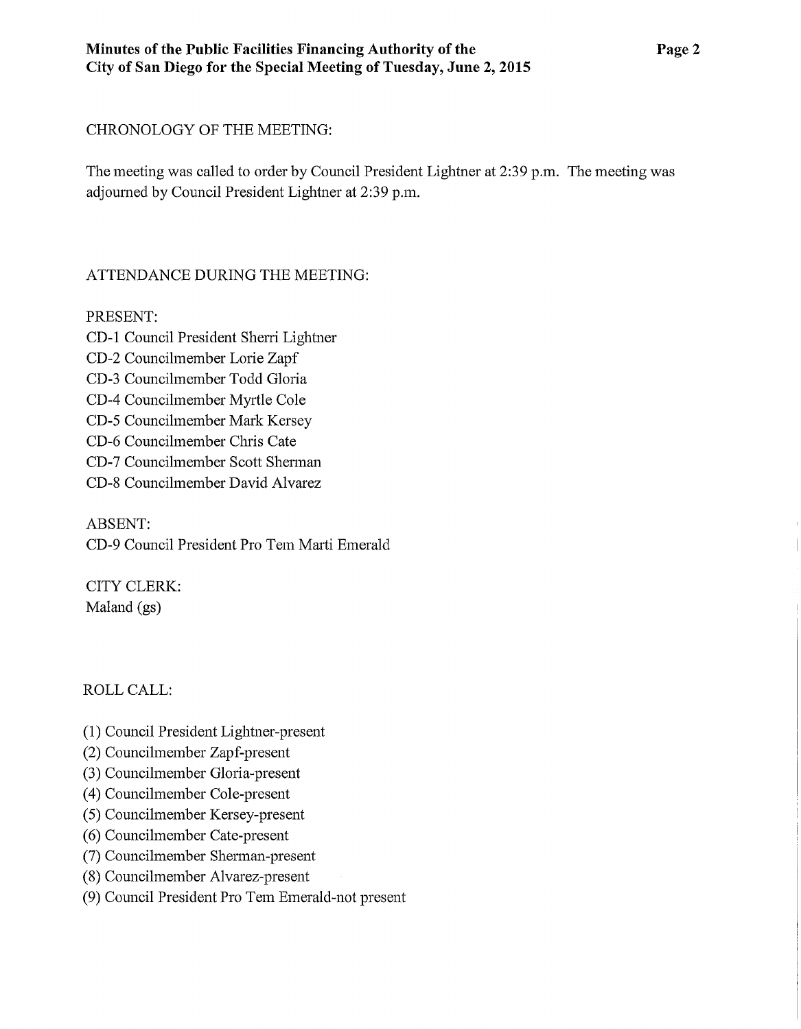CHRONOLOGY OF THE MEETING:

The meeting was called to order by Council President Lightner at 2:39 p.m. The meeting was adjourned by Council President Lightner at 2:39 p.m.

ATTENDANCE DURING THE MEETING:

PRESENT:
CD-1 Council President Sherri Lightner
CD-2 Councilmember Lorie Zapf
CD-3 Councilmember Todd Gloria
CD-4 Councilmember Myrtle Cole
CD-5 Councilmember Mark Kersey
CD-6 Councilmember Chris Cate
CD-7 Councilmember Scott Sherman
CD-8 Councilmember David Alvarez

ABSENT:
CD-9 Council President Pro Tem Marti Emerald

CITY CLERK:
Maland (gs)

ROLL CALL:

(1) Council President Lightner-present
(2) Councilmember Zapf-present
(3) Councilmember Gloria-present
(4) Councilmember Cole-present
(5) Councilmember Kersey-present
(6) Councilmember Cate-present
(7) Councilmember Sherman-present
(8) Councilmember Alvarez-present
(9) Council President Pro Tem Emerald-not present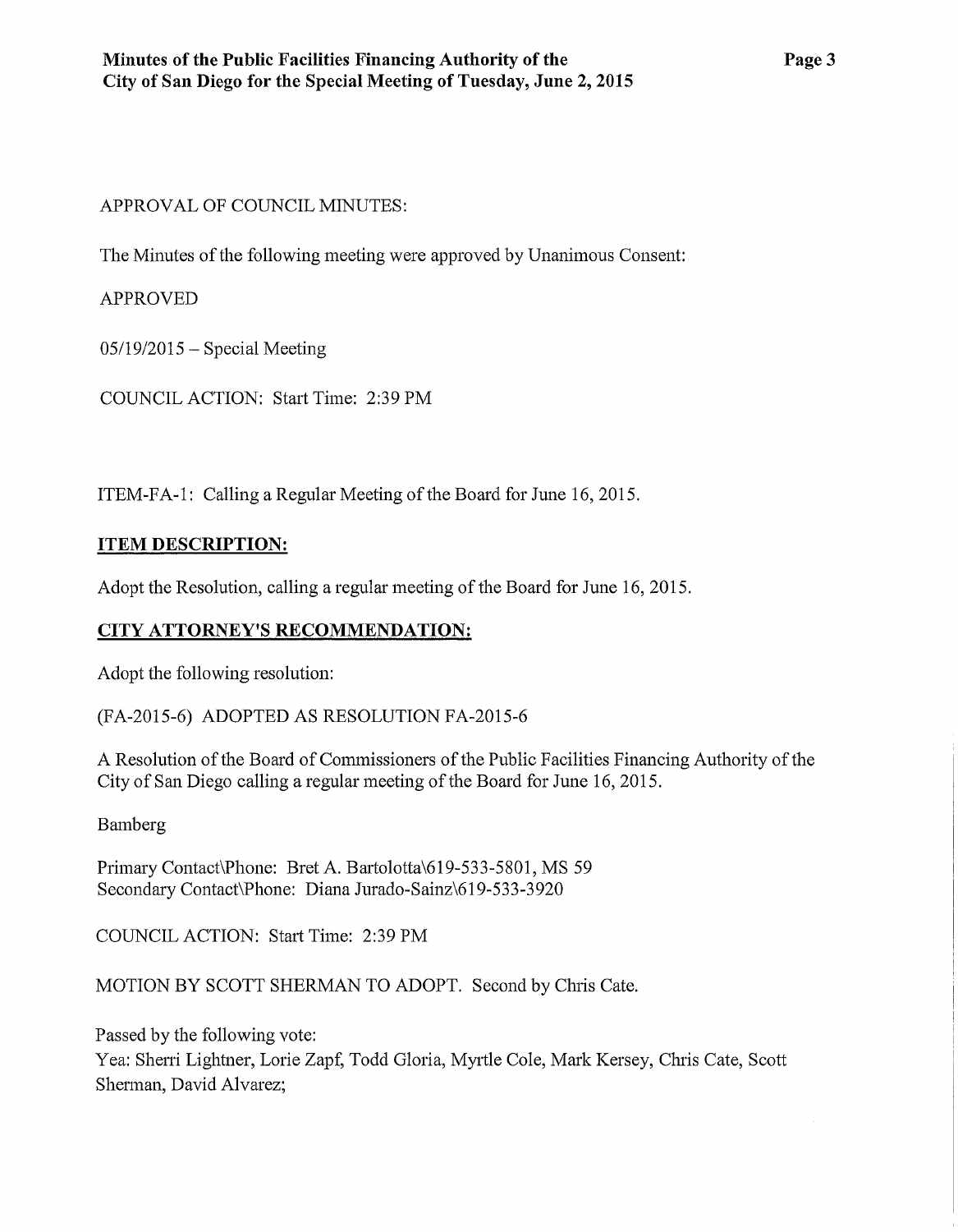APPROVAL OF COUNCIL MINUTES:

The Minutes of the following meeting were approved by Unanimous Consent:

APPROVED

05/19/2015 – Special Meeting

COUNCIL ACTION: Start Time: 2:39 PM

ITEM-FA-1: Calling a Regular Meeting of the Board for June 16, 2015.

**ITEM DESCRIPTION:**

Adopt the Resolution, calling a regular meeting of the Board for June 16, 2015.

**CITY ATTORNEY'S RECOMMENDATION:**

Adopt the following resolution:

(FA-2015-6) ADOPTED AS RESOLUTION FA-2015-6

A Resolution of the Board of Commissioners of the Public Facilities Financing Authority of the City of San Diego calling a regular meeting of the Board for June 16, 2015.

Bamberg

Primary Contact\Phone: Bret A. Bartolotta\619-533-5801, MS 59
Secondary Contact\Phone: Diana Jurado-Sainz\619-533-3920

COUNCIL ACTION: Start Time: 2:39 PM

MOTION BY SCOTT SHERMAN TO ADOPT. Second by Chris Cate.

Passed by the following vote:
Yea: Sherri Lightner, Lorie Zapf, Todd Gloria, Myrtle Cole, Mark Kersey, Chris Cate, Scott Sherman, David Alvarez;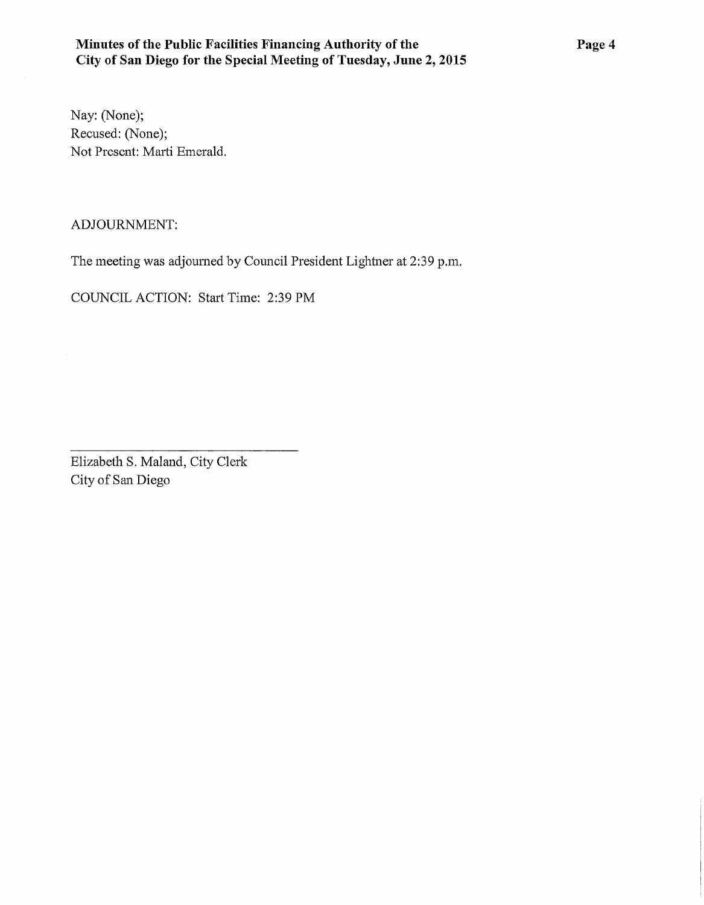Nay: (None);
Recused: (None);
Not Present: Marti Emerald.

ADJOURNMENT:

The meeting was adjourned by Council President Lightner at 2:39 p.m.

COUNCIL ACTION: Start Time: 2:39 PM

Elizabeth S. Maland, City Clerk
City of San Diego